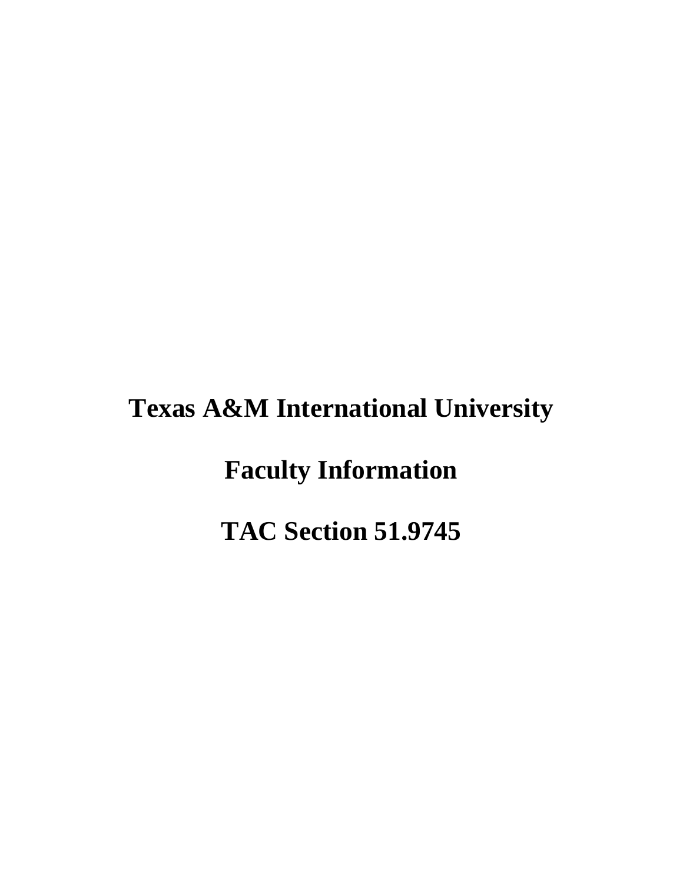# Texas A&M International University

# Faculty Information

# TAC Section 51.9745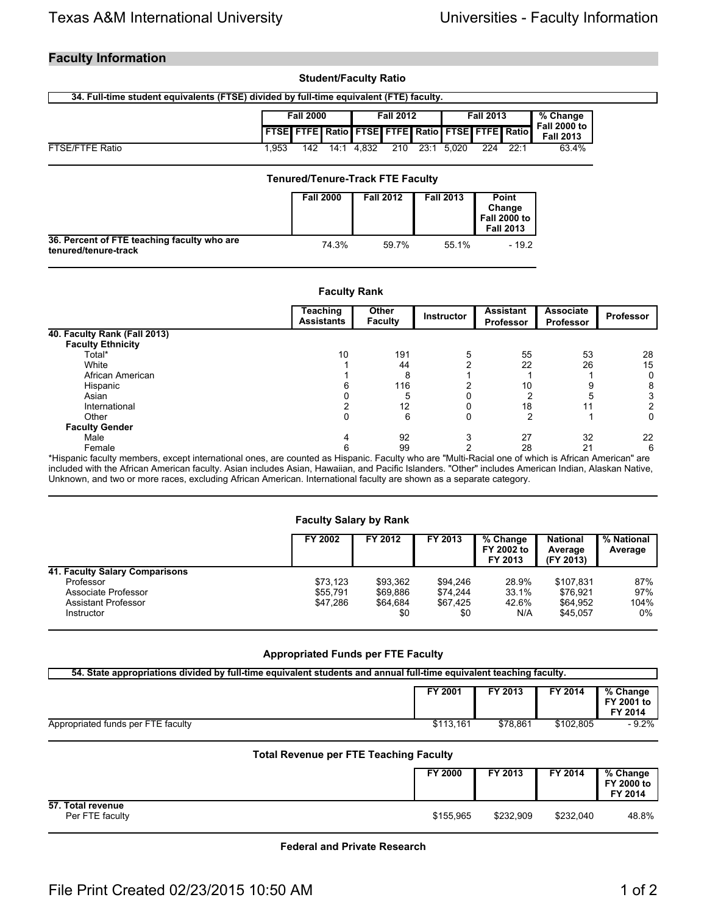## Faculty Information

### Student/Faculty Ratio

**34. Full-time student equivalents (FTSE) divided by full-time equivalent (FTE) faculty.**

| | Fall 2000 | | | Fall 2012 | | | Fall 2013 | | | % Change Fall 2000 to Fall 2013 |
|---|---|---|---|---|---|---|---|---|---|---|
| | FTSE | FTFE | Ratio | FTSE | FTFE | Ratio | FTSE | FTFE | Ratio | |
| FTSE/FTFE Ratio | 1,953 | 142 | 14:1 | 4,832 | 210 | 23:1 | 5,020 | 224 | 22:1 | 63.4% |

### Tenured/Tenure-Track FTE Faculty

| | Fall 2000 | Fall 2012 | Fall 2013 | Point Change Fall 2000 to Fall 2013 |
|---|---|---|---|---|
| **36. Percent of FTE teaching faculty who are tenured/tenure-track** | 74.3% | 59.7% | 55.1% | - 19.2 |

### Faculty Rank

| | Teaching Assistants | Other Faculty | Instructor | Assistant Professor | Associate Professor | Professor |
|---|---|---|---|---|---|---|
| **40. Faculty Rank (Fall 2013)** | | | | | | |
| **Faculty Ethnicity** | | | | | | |
| Total* | 10 | 191 | 5 | 55 | 53 | 28 |
| White | 1 | 44 | 2 | 22 | 26 | 15 |
| African American | 1 | 8 | 1 | 1 | 1 | 0 |
| Hispanic | 6 | 116 | 2 | 10 | 9 | 8 |
| Asian | 0 | 5 | 0 | 2 | 5 | 3 |
| International | 2 | 12 | 0 | 18 | 11 | 2 |
| Other | 0 | 6 | 0 | 2 | 1 | 0 |
| **Faculty Gender** | | | | | | |
| Male | 4 | 92 | 3 | 27 | 32 | 22 |
| Female | 6 | 99 | 2 | 28 | 21 | 6 |

*Hispanic faculty members, except international ones, are counted as Hispanic. Faculty who are "Multi-Racial one of which is African American" are included with the African American faculty. Asian includes Asian, Hawaiian, and Pacific Islanders. "Other" includes American Indian, Alaskan Native, Unknown, and two or more races, excluding African American. International faculty are shown as a separate category.

### Faculty Salary by Rank

| | FY 2002 | FY 2012 | FY 2013 | % Change FY 2002 to FY 2013 | National Average (FY 2013) | % National Average |
|---|---|---|---|---|---|---|
| **41. Faculty Salary Comparisons** | | | | | | |
| Professor | $73,123 | $93,362 | $94,246 | 28.9% | $107,831 | 87% |
| Associate Professor | $55,791 | $69,886 | $74,244 | 33.1% | $76,921 | 97% |
| Assistant Professor | $47,286 | $64,684 | $67,425 | 42.6% | $64,952 | 104% |
| Instructor | | $0 | $0 | N/A | $45,057 | 0% |

### Appropriated Funds per FTE Faculty

**54. State appropriations divided by full-time equivalent students and annual full-time equivalent teaching faculty.**

| | FY 2001 | FY 2013 | FY 2014 | % Change FY 2001 to FY 2014 |
|---|---|---|---|---|
| Appropriated funds per FTE faculty | $113,161 | $78,861 | $102,805 | - 9.2% |

### Total Revenue per FTE Teaching Faculty

| | FY 2000 | FY 2013 | FY 2014 | % Change FY 2000 to FY 2014 |
|---|---|---|---|---|
| **57. Total revenue** | | | | |
| Per FTE faculty | $155,965 | $232,909 | $232,040 | 48.8% |

### Federal and Private Research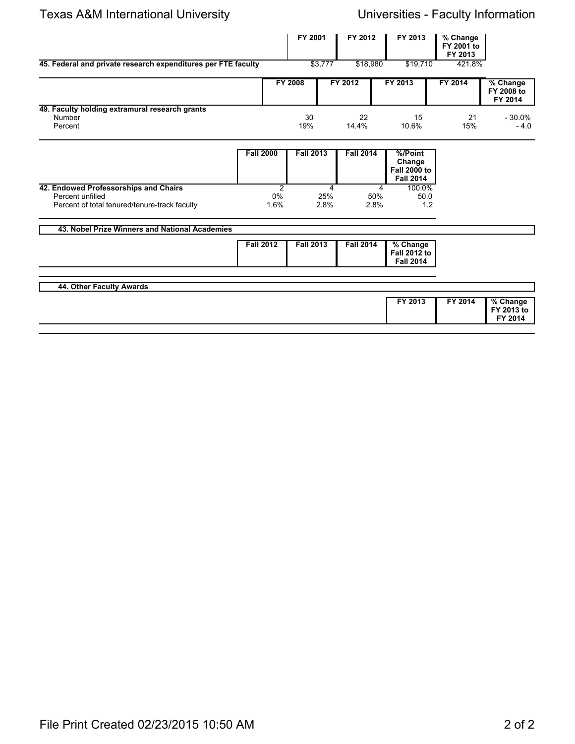| | FY 2001 | FY 2012 | FY 2013 | % Change FY 2001 to FY 2013 |
|---|---|---|---|---|
| **45. Federal and private research expenditures per FTE faculty** | $3,777 | $18,980 | $19,710 | 421.8% |

| | FY 2008 | FY 2012 | FY 2013 | FY 2014 | % Change FY 2008 to FY 2014 |
|---|---|---|---|---|---|
| **49. Faculty holding extramural research grants** | | | | | |
| Number | 30 | 22 | 15 | 21 | - 30.0% |
| Percent | 19% | 14.4% | 10.6% | 15% | - 4.0 |

| | Fall 2000 | Fall 2013 | Fall 2014 | %/Point Change Fall 2000 to Fall 2014 |
|---|---|---|---|---|
| **42. Endowed Professorships and Chairs** | 2 | 4 | 4 | 100.0% |
| Percent unfilled | 0% | 25% | 50% | 50.0 |
| Percent of total tenured/tenure-track faculty | 1.6% | 2.8% | 2.8% | 1.2 |

**43. Nobel Prize Winners and National Academies**

| | Fall 2012 | Fall 2013 | Fall 2014 | % Change Fall 2012 to Fall 2014 |
|---|---|---|---|---|

**44. Other Faculty Awards**

| | FY 2013 | FY 2014 | % Change FY 2013 to FY 2014 |
|---|---|---|---|